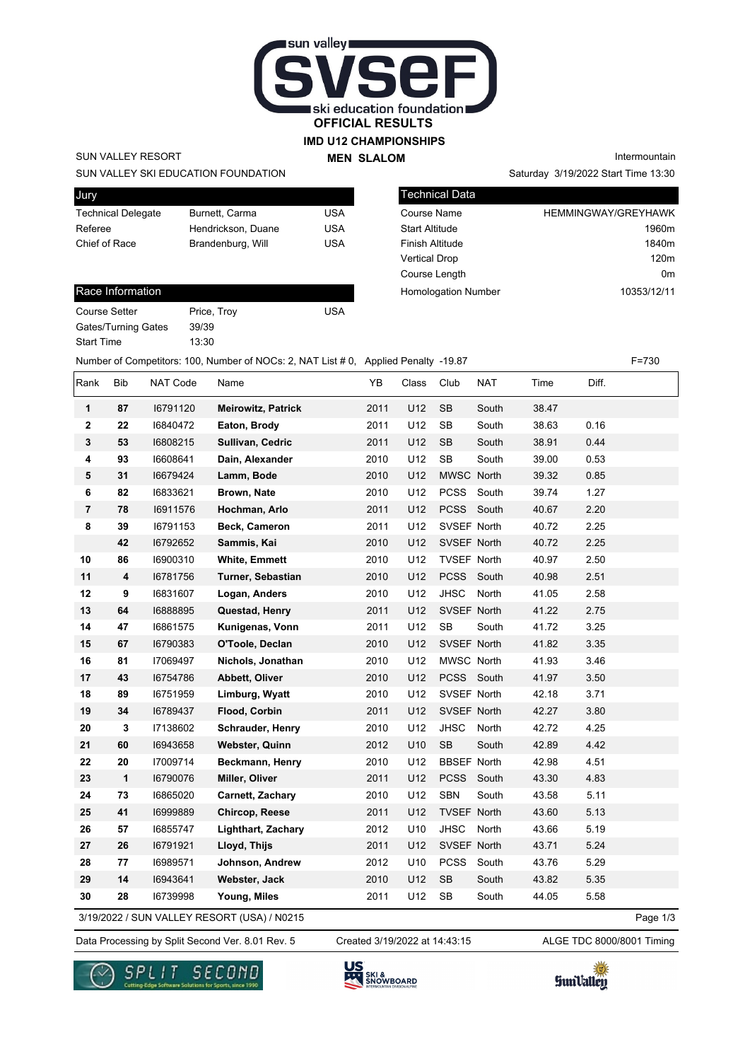# OFFICIAL RESULTS

## IMD U12 CHAMPIONSHIPS

### MEN SLALOM

SUN VALLEY RESORT

SUN VALLEY SKI EDUCATION FOUNDATION

Intermountain

Saturday 3/19/2022 Start Time 13:30

| Jury | | |
|---|---|---|
| Technical Delegate | Burnett, Carma | USA |
| Referee | Hendrickson, Duane | USA |
| Chief of Race | Brandenburg, Will | USA |

| Technical Data | |
|---|---|
| Course Name | HEMMINGWAY/GREYHAWK |
| Start Altitude | 1960m |
| Finish Altitude | 1840m |
| Vertical Drop | 120m |
| Course Length | 0m |
| Homologation Number | 10353/12/11 |

| Race Information | | |
|---|---|---|
| Course Setter | Price, Troy | USA |
| Gates/Turning Gates | 39/39 | |
| Start Time | 13:30 | |

Number of Competitors: 100, Number of NOCs: 2, NAT List # 0, Applied Penalty -19.87 F=730

| Rank | Bib | NAT Code | Name | YB | Class | Club | NAT | Time | Diff. |
|---|---|---|---|---|---|---|---|---|---|
| 1 | 87 | I6791120 | **Meirowitz, Patrick** | 2011 | U12 | SB | South | 38.47 | |
| 2 | 22 | I6840472 | **Eaton, Brody** | 2011 | U12 | SB | South | 38.63 | 0.16 |
| 3 | 53 | I6808215 | **Sullivan, Cedric** | 2011 | U12 | SB | South | 38.91 | 0.44 |
| 4 | 93 | I6608641 | **Dain, Alexander** | 2010 | U12 | SB | South | 39.00 | 0.53 |
| 5 | 31 | I6679424 | **Lamm, Bode** | 2010 | U12 | MWSC | North | 39.32 | 0.85 |
| 6 | 82 | I6833621 | **Brown, Nate** | 2010 | U12 | PCSS | South | 39.74 | 1.27 |
| 7 | 78 | I6911576 | **Hochman, Arlo** | 2011 | U12 | PCSS | South | 40.67 | 2.20 |
| 8 | 39 | I6791153 | **Beck, Cameron** | 2011 | U12 | SVSEF | North | 40.72 | 2.25 |
| | 42 | I6792652 | **Sammis, Kai** | 2010 | U12 | SVSEF | North | 40.72 | 2.25 |
| 10 | 86 | I6900310 | **White, Emmett** | 2010 | U12 | TVSEF | North | 40.97 | 2.50 |
| 11 | 4 | I6781756 | **Turner, Sebastian** | 2010 | U12 | PCSS | South | 40.98 | 2.51 |
| 12 | 9 | I6831607 | **Logan, Anders** | 2010 | U12 | JHSC | North | 41.05 | 2.58 |
| 13 | 64 | I6888895 | **Questad, Henry** | 2011 | U12 | SVSEF | North | 41.22 | 2.75 |
| 14 | 47 | I6861575 | **Kunigenas, Vonn** | 2011 | U12 | SB | South | 41.72 | 3.25 |
| 15 | 67 | I6790383 | **O'Toole, Declan** | 2010 | U12 | SVSEF | North | 41.82 | 3.35 |
| 16 | 81 | I7069497 | **Nichols, Jonathan** | 2010 | U12 | MWSC | North | 41.93 | 3.46 |
| 17 | 43 | I6754786 | **Abbett, Oliver** | 2010 | U12 | PCSS | South | 41.97 | 3.50 |
| 18 | 89 | I6751959 | **Limburg, Wyatt** | 2010 | U12 | SVSEF | North | 42.18 | 3.71 |
| 19 | 34 | I6789437 | **Flood, Corbin** | 2011 | U12 | SVSEF | North | 42.27 | 3.80 |
| 20 | 3 | I7138602 | **Schrauder, Henry** | 2010 | U12 | JHSC | North | 42.72 | 4.25 |
| 21 | 60 | I6943658 | **Webster, Quinn** | 2012 | U10 | SB | South | 42.89 | 4.42 |
| 22 | 20 | I7009714 | **Beckmann, Henry** | 2010 | U12 | BBSEF | North | 42.98 | 4.51 |
| 23 | 1 | I6790076 | **Miller, Oliver** | 2011 | U12 | PCSS | South | 43.30 | 4.83 |
| 24 | 73 | I6865020 | **Carnett, Zachary** | 2010 | U12 | SBN | South | 43.58 | 5.11 |
| 25 | 41 | I6999889 | **Chircop, Reese** | 2011 | U12 | TVSEF | North | 43.60 | 5.13 |
| 26 | 57 | I6855747 | **Lighthart, Zachary** | 2012 | U10 | JHSC | North | 43.66 | 5.19 |
| 27 | 26 | I6791921 | **Lloyd, Thijs** | 2011 | U12 | SVSEF | North | 43.71 | 5.24 |
| 28 | 77 | I6989571 | **Johnson, Andrew** | 2012 | U10 | PCSS | South | 43.76 | 5.29 |
| 29 | 14 | I6943641 | **Webster, Jack** | 2010 | U12 | SB | South | 43.82 | 5.35 |
| 30 | 28 | I6739998 | **Young, Miles** | 2011 | U12 | SB | South | 44.05 | 5.58 |

3/19/2022 / SUN VALLEY RESORT (USA) / N0215

Data Processing by Split Second Ver. 8.01 Rev. 5 Created 3/19/2022 at 14:43:15 ALGE TDC 8000/8001 Timing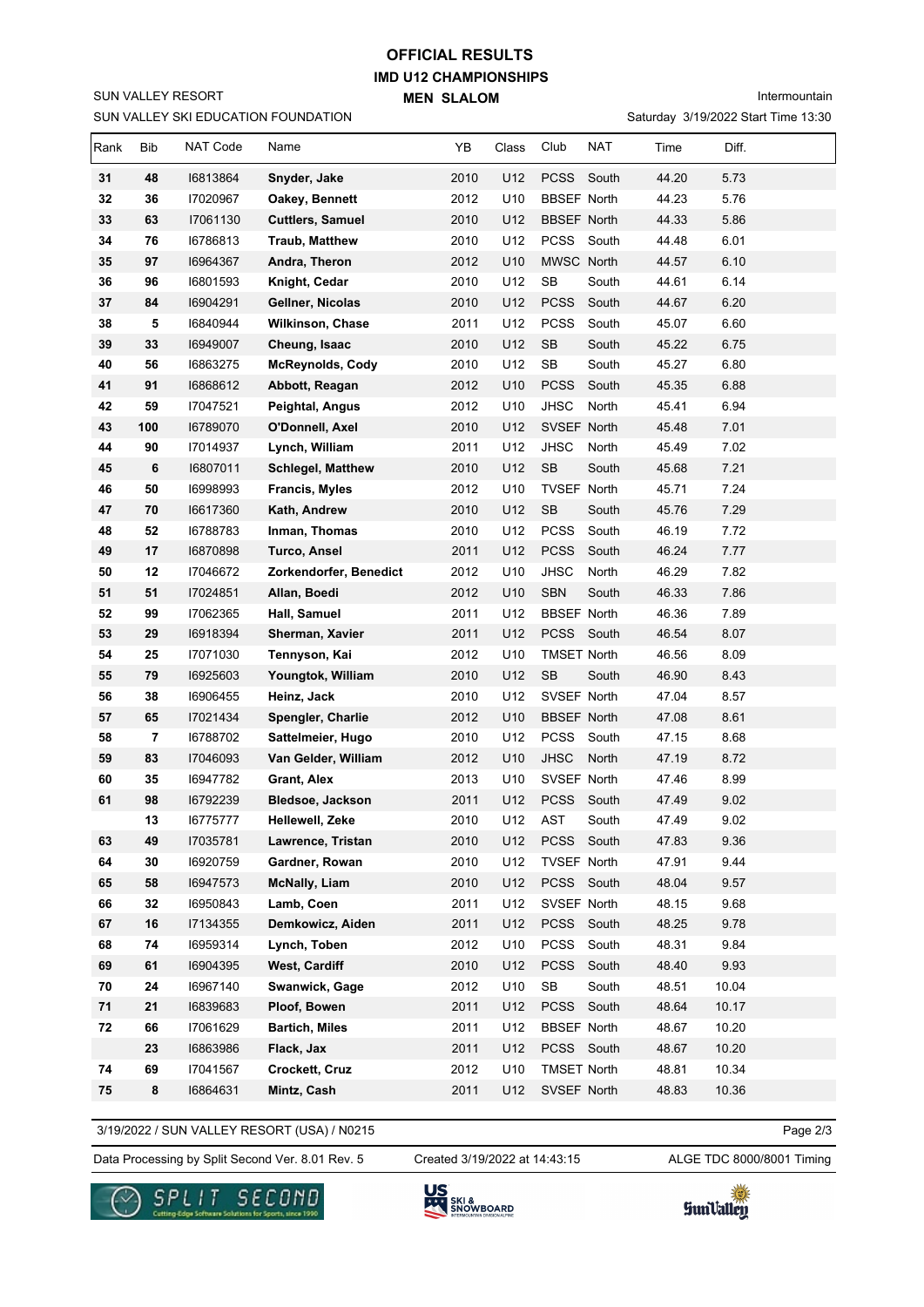# OFFICIAL RESULTS

## IMD U12 CHAMPIONSHIPS

### MEN SLALOM

SUN VALLEY RESORT
SUN VALLEY SKI EDUCATION FOUNDATION

Intermountain
Saturday 3/19/2022 Start Time 13:30

| Rank | Bib | NAT Code | Name | YB | Class | Club | NAT | Time | Diff. |
|---|---|---|---|---|---|---|---|---|---|
| 31 | 48 | I6813864 | **Snyder, Jake** | 2010 | U12 | PCSS | South | 44.20 | 5.73 |
| 32 | 36 | I7020967 | **Oakey, Bennett** | 2012 | U10 | BBSEF | North | 44.23 | 5.76 |
| 33 | 63 | I7061130 | **Cuttlers, Samuel** | 2010 | U12 | BBSEF | North | 44.33 | 5.86 |
| 34 | 76 | I6786813 | **Traub, Matthew** | 2010 | U12 | PCSS | South | 44.48 | 6.01 |
| 35 | 97 | I6964367 | **Andra, Theron** | 2012 | U10 | MWSC | North | 44.57 | 6.10 |
| 36 | 96 | I6801593 | **Knight, Cedar** | 2010 | U12 | SB | South | 44.61 | 6.14 |
| 37 | 84 | I6904291 | **Gellner, Nicolas** | 2010 | U12 | PCSS | South | 44.67 | 6.20 |
| 38 | 5 | I6840944 | **Wilkinson, Chase** | 2011 | U12 | PCSS | South | 45.07 | 6.60 |
| 39 | 33 | I6949007 | **Cheung, Isaac** | 2010 | U12 | SB | South | 45.22 | 6.75 |
| 40 | 56 | I6863275 | **McReynolds, Cody** | 2010 | U12 | SB | South | 45.27 | 6.80 |
| 41 | 91 | I6868612 | **Abbott, Reagan** | 2012 | U10 | PCSS | South | 45.35 | 6.88 |
| 42 | 59 | I7047521 | **Peightal, Angus** | 2012 | U10 | JHSC | North | 45.41 | 6.94 |
| 43 | 100 | I6789070 | **O'Donnell, Axel** | 2010 | U12 | SVSEF | North | 45.48 | 7.01 |
| 44 | 90 | I7014937 | **Lynch, William** | 2011 | U12 | JHSC | North | 45.49 | 7.02 |
| 45 | 6 | I6807011 | **Schlegel, Matthew** | 2010 | U12 | SB | South | 45.68 | 7.21 |
| 46 | 50 | I6998993 | **Francis, Myles** | 2012 | U10 | TVSEF | North | 45.71 | 7.24 |
| 47 | 70 | I6617360 | **Kath, Andrew** | 2010 | U12 | SB | South | 45.76 | 7.29 |
| 48 | 52 | I6788783 | **Inman, Thomas** | 2010 | U12 | PCSS | South | 46.19 | 7.72 |
| 49 | 17 | I6870898 | **Turco, Ansel** | 2011 | U12 | PCSS | South | 46.24 | 7.77 |
| 50 | 12 | I7046672 | **Zorkendorfer, Benedict** | 2012 | U10 | JHSC | North | 46.29 | 7.82 |
| 51 | 51 | I7024851 | **Allan, Boedi** | 2012 | U10 | SBN | South | 46.33 | 7.86 |
| 52 | 99 | I7062365 | **Hall, Samuel** | 2011 | U12 | BBSEF | North | 46.36 | 7.89 |
| 53 | 29 | I6918394 | **Sherman, Xavier** | 2011 | U12 | PCSS | South | 46.54 | 8.07 |
| 54 | 25 | I7071030 | **Tennyson, Kai** | 2012 | U10 | TMSET | North | 46.56 | 8.09 |
| 55 | 79 | I6925603 | **Youngtok, William** | 2010 | U12 | SB | South | 46.90 | 8.43 |
| 56 | 38 | I6906455 | **Heinz, Jack** | 2010 | U12 | SVSEF | North | 47.04 | 8.57 |
| 57 | 65 | I7021434 | **Spengler, Charlie** | 2012 | U10 | BBSEF | North | 47.08 | 8.61 |
| 58 | 7 | I6788702 | **Sattelmeier, Hugo** | 2010 | U12 | PCSS | South | 47.15 | 8.68 |
| 59 | 83 | I7046093 | **Van Gelder, William** | 2012 | U10 | JHSC | North | 47.19 | 8.72 |
| 60 | 35 | I6947782 | **Grant, Alex** | 2013 | U10 | SVSEF | North | 47.46 | 8.99 |
| 61 | 98 | I6792239 | **Bledsoe, Jackson** | 2011 | U12 | PCSS | South | 47.49 | 9.02 |
| | 13 | I6775777 | **Hellewell, Zeke** | 2010 | U12 | AST | South | 47.49 | 9.02 |
| 63 | 49 | I7035781 | **Lawrence, Tristan** | 2010 | U12 | PCSS | South | 47.83 | 9.36 |
| 64 | 30 | I6920759 | **Gardner, Rowan** | 2010 | U12 | TVSEF | North | 47.91 | 9.44 |
| 65 | 58 | I6947573 | **McNally, Liam** | 2010 | U12 | PCSS | South | 48.04 | 9.57 |
| 66 | 32 | I6950843 | **Lamb, Coen** | 2011 | U12 | SVSEF | North | 48.15 | 9.68 |
| 67 | 16 | I7134355 | **Demkowicz, Aiden** | 2011 | U12 | PCSS | South | 48.25 | 9.78 |
| 68 | 74 | I6959314 | **Lynch, Toben** | 2012 | U10 | PCSS | South | 48.31 | 9.84 |
| 69 | 61 | I6904395 | **West, Cardiff** | 2010 | U12 | PCSS | South | 48.40 | 9.93 |
| 70 | 24 | I6967140 | **Swanwick, Gage** | 2012 | U10 | SB | South | 48.51 | 10.04 |
| 71 | 21 | I6839683 | **Ploof, Bowen** | 2011 | U12 | PCSS | South | 48.64 | 10.17 |
| 72 | 66 | I7061629 | **Bartich, Miles** | 2011 | U12 | BBSEF | North | 48.67 | 10.20 |
| | 23 | I6863986 | **Flack, Jax** | 2011 | U12 | PCSS | South | 48.67 | 10.20 |
| 74 | 69 | I7041567 | **Crockett, Cruz** | 2012 | U10 | TMSET | North | 48.81 | 10.34 |
| 75 | 8 | I6864631 | **Mintz, Cash** | 2011 | U12 | SVSEF | North | 48.83 | 10.36 |

3/19/2022 / SUN VALLEY RESORT (USA) / N0215

Data Processing by Split Second Ver. 8.01 Rev. 5 — Created 3/19/2022 at 14:43:15 — ALGE TDC 8000/8001 Timing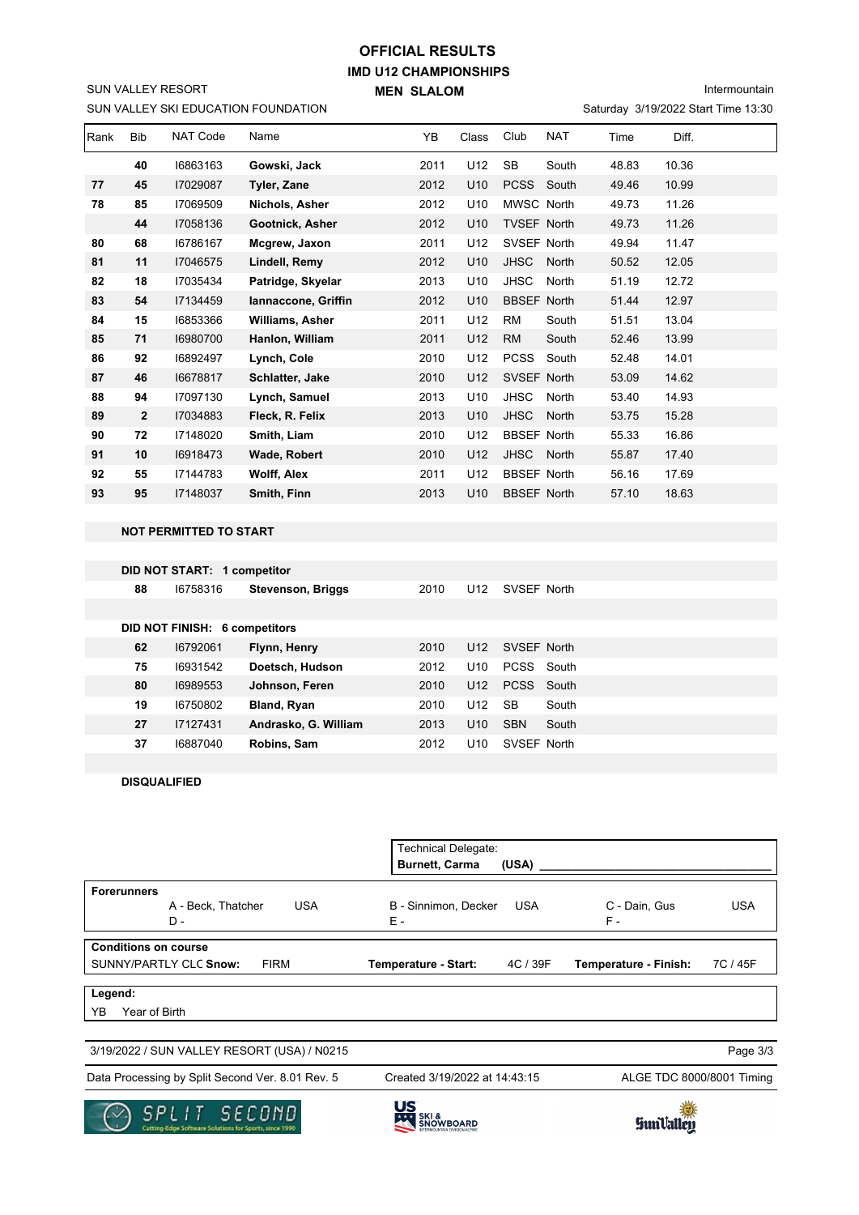# OFFICIAL RESULTS

## IMD U12 CHAMPIONSHIPS

## MEN SLALOM

SUN VALLEY RESORT

SUN VALLEY SKI EDUCATION FOUNDATION

Intermountain

Saturday 3/19/2022 Start Time 13:30

| Rank | Bib | NAT Code | Name | YB | Class | Club | NAT | Time | Diff. |
|---|---|---|---|---|---|---|---|---|---|
| | 40 | I6863163 | **Gowski, Jack** | 2011 | U12 | SB | South | 48.83 | 10.36 |
| 77 | 45 | I7029087 | **Tyler, Zane** | 2012 | U10 | PCSS | South | 49.46 | 10.99 |
| 78 | 85 | I7069509 | **Nichols, Asher** | 2012 | U10 | MWSC | North | 49.73 | 11.26 |
| | 44 | I7058136 | **Gootnick, Asher** | 2012 | U10 | TVSEF | North | 49.73 | 11.26 |
| 80 | 68 | I6786167 | **Mcgrew, Jaxon** | 2011 | U12 | SVSEF | North | 49.94 | 11.47 |
| 81 | 11 | I7046575 | **Lindell, Remy** | 2012 | U10 | JHSC | North | 50.52 | 12.05 |
| 82 | 18 | I7035434 | **Patridge, Skyelar** | 2013 | U10 | JHSC | North | 51.19 | 12.72 |
| 83 | 54 | I7134459 | **Iannaccone, Griffin** | 2012 | U10 | BBSEF | North | 51.44 | 12.97 |
| 84 | 15 | I6853366 | **Williams, Asher** | 2011 | U12 | RM | South | 51.51 | 13.04 |
| 85 | 71 | I6980700 | **Hanlon, William** | 2011 | U12 | RM | South | 52.46 | 13.99 |
| 86 | 92 | I6892497 | **Lynch, Cole** | 2010 | U12 | PCSS | South | 52.48 | 14.01 |
| 87 | 46 | I6678817 | **Schlatter, Jake** | 2010 | U12 | SVSEF | North | 53.09 | 14.62 |
| 88 | 94 | I7097130 | **Lynch, Samuel** | 2013 | U10 | JHSC | North | 53.40 | 14.93 |
| 89 | 2 | I7034883 | **Fleck, R. Felix** | 2013 | U10 | JHSC | North | 53.75 | 15.28 |
| 90 | 72 | I7148020 | **Smith, Liam** | 2010 | U12 | BBSEF | North | 55.33 | 16.86 |
| 91 | 10 | I6918473 | **Wade, Robert** | 2010 | U12 | JHSC | North | 55.87 | 17.40 |
| 92 | 55 | I7144783 | **Wolff, Alex** | 2011 | U12 | BBSEF | North | 56.16 | 17.69 |
| 93 | 95 | I7148037 | **Smith, Finn** | 2013 | U10 | BBSEF | North | 57.10 | 18.63 |

**NOT PERMITTED TO START**

**DID NOT START: 1 competitor**

| Bib | NAT Code | Name | YB | Class | Club | NAT |
|---|---|---|---|---|---|---|
| 88 | I6758316 | **Stevenson, Briggs** | 2010 | U12 | SVSEF | North |

**DID NOT FINISH: 6 competitors**

| Bib | NAT Code | Name | YB | Class | Club | NAT |
|---|---|---|---|---|---|---|
| 62 | I6792061 | **Flynn, Henry** | 2010 | U12 | SVSEF | North |
| 75 | I6931542 | **Doetsch, Hudson** | 2012 | U10 | PCSS | South |
| 80 | I6989553 | **Johnson, Feren** | 2010 | U12 | PCSS | South |
| 19 | I6750802 | **Bland, Ryan** | 2010 | U12 | SB | South |
| 27 | I7127431 | **Andrasko, G. William** | 2013 | U10 | SBN | South |
| 37 | I6887040 | **Robins, Sam** | 2012 | U10 | SVSEF | North |

**DISQUALIFIED**

Technical Delegate: **Burnett, Carma (USA)**

**Forerunners**

| | | | | | |
|---|---|---|---|---|---|
| A - Beck, Thatcher | USA | B - Sinnimon, Decker | USA | C - Dain, Gus | USA |
| D - | | E - | | F - | |

**Conditions on course**

SUNNY/PARTLY CLC **Snow:** FIRM **Temperature - Start:** 4C / 39F **Temperature - Finish:** 7C / 45F

**Legend:**

YB Year of Birth

3/19/2022 / SUN VALLEY RESORT (USA) / N0215

Data Processing by Split Second Ver. 8.01 Rev. 5 Created 3/19/2022 at 14:43:15 ALGE TDC 8000/8001 Timing